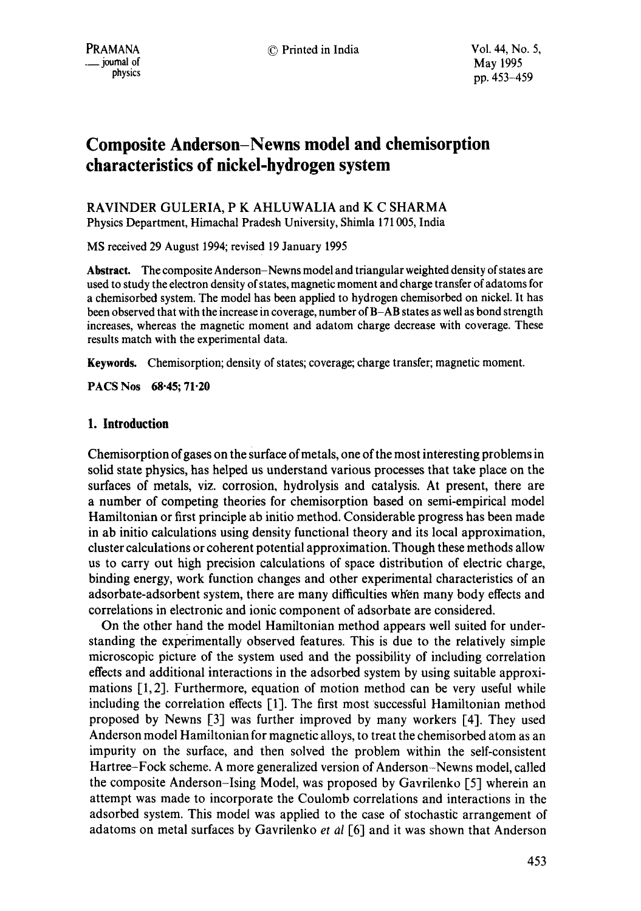# Composite Anderson–Newns model and chemisorption characteristics of nickel-hydrogen system

RAVINDER GULERIA, P K AHLUWALIA and K C SHARMA

Physics Department, Himachal Pradesh University, Shimla 171 005, India

MS received 29 August 1994; revised 19 January 1995

**Abstract.** The composite Anderson–Newns model and triangular weighted density of states are used to study the electron density of states, magnetic moment and charge transfer of adatoms for a chemisorbed system. The model has been applied to hydrogen chemisorbed on nickel. It has been observed that with the increase in coverage, number of B–AB states as well as bond strength increases, whereas the magnetic moment and adatom charge decrease with coverage. These results match with the experimental data.

**Keywords.** Chemisorption; density of states; coverage; charge transfer; magnetic moment.

**PACS Nos** 68·45; 71·20

## 1. Introduction

Chemisorption of gases on the surface of metals, one of the most interesting problems in solid state physics, has helped us understand various processes that take place on the surfaces of metals, viz. corrosion, hydrolysis and catalysis. At present, there are a number of competing theories for chemisorption based on semi-empirical model Hamiltonian or first principle ab initio method. Considerable progress has been made in ab initio calculations using density functional theory and its local approximation, cluster calculations or coherent potential approximation. Though these methods allow us to carry out high precision calculations of space distribution of electric charge, binding energy, work function changes and other experimental characteristics of an adsorbate-adsorbent system, there are many difficulties when many body effects and correlations in electronic and ionic component of adsorbate are considered.

On the other hand the model Hamiltonian method appears well suited for understanding the experimentally observed features. This is due to the relatively simple microscopic picture of the system used and the possibility of including correlation effects and additional interactions in the adsorbed system by using suitable approximations [1, 2]. Furthermore, equation of motion method can be very useful while including the correlation effects [1]. The first most successful Hamiltonian method proposed by Newns [3] was further improved by many workers [4]. They used Anderson model Hamiltonian for magnetic alloys, to treat the chemisorbed atom as an impurity on the surface, and then solved the problem within the self-consistent Hartree–Fock scheme. A more generalized version of Anderson–Newns model, called the composite Anderson–Ising Model, was proposed by Gavrilenko [5] wherein an attempt was made to incorporate the Coulomb correlations and interactions in the adsorbed system. This model was applied to the case of stochastic arrangement of adatoms on metal surfaces by Gavrilenko *et al* [6] and it was shown that Anderson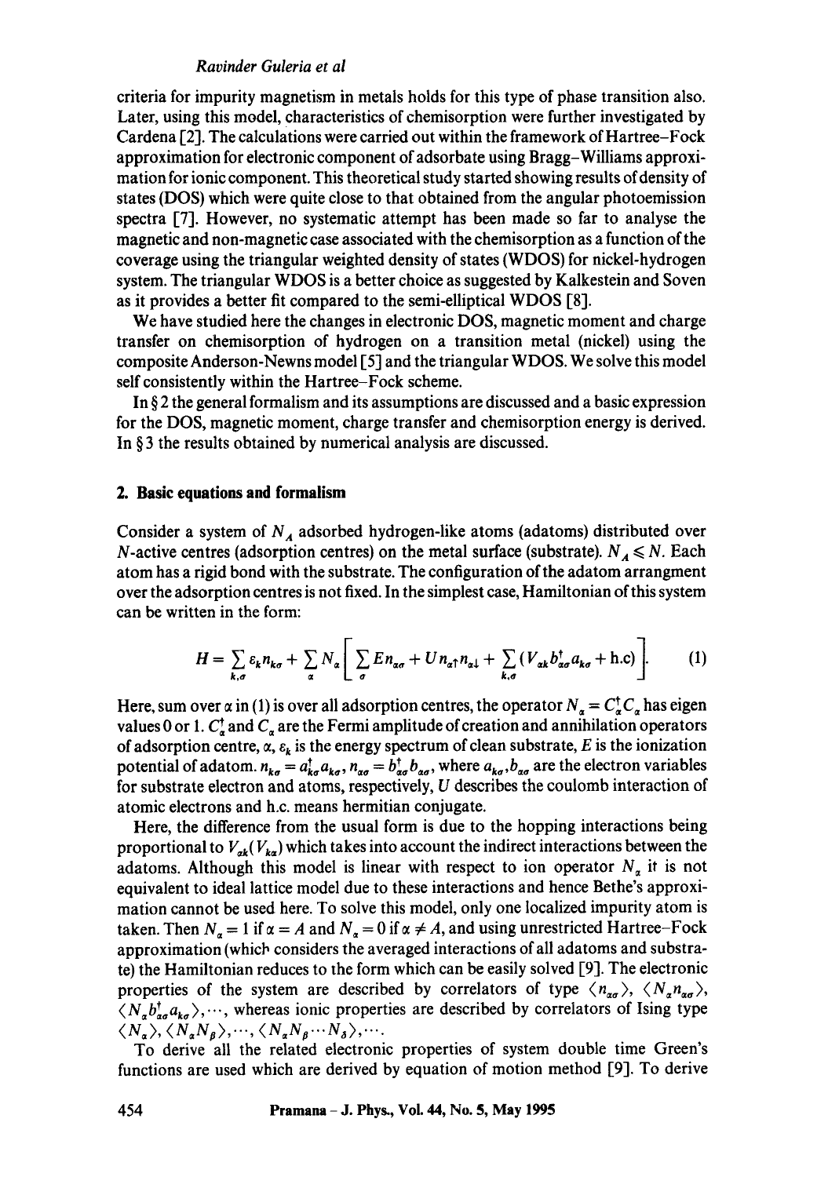criteria for impurity magnetism in metals holds for this type of phase transition also. Later, using this model, characteristics of chemisorption were further investigated by Cardena [2]. The calculations were carried out within the framework of Hartree–Fock approximation for electronic component of adsorbate using Bragg–Williams approximation for ionic component. This theoretical study started showing results of density of states (DOS) which were quite close to that obtained from the angular photoemission spectra [7]. However, no systematic attempt has been made so far to analyse the magnetic and non-magnetic case associated with the chemisorption as a function of the coverage using the triangular weighted density of states (WDOS) for nickel-hydrogen system. The triangular WDOS is a better choice as suggested by Kalkestein and Soven as it provides a better fit compared to the semi-elliptical WDOS [8].

We have studied here the changes in electronic DOS, magnetic moment and charge transfer on chemisorption of hydrogen on a transition metal (nickel) using the composite Anderson-Newns model [5] and the triangular WDOS. We solve this model self consistently within the Hartree–Fock scheme.

In § 2 the general formalism and its assumptions are discussed and a basic expression for the DOS, magnetic moment, charge transfer and chemisorption energy is derived. In § 3 the results obtained by numerical analysis are discussed.

## 2. Basic equations and formalism

Consider a system of $N_A$ adsorbed hydrogen-like atoms (adatoms) distributed over $N$-active centres (adsorption centres) on the metal surface (substrate). $N_A \leqslant N$. Each atom has a rigid bond with the substrate. The configuration of the adatom arrangment over the adsorption centres is not fixed. In the simplest case, Hamiltonian of this system can be written in the form:

$$H = \sum_{k,\sigma} \varepsilon_k n_{k\sigma} + \sum_{\alpha} N_\alpha \left[ \sum_{\sigma} E n_{\alpha\sigma} + U n_{\alpha\uparrow} n_{\alpha\downarrow} + \sum_{k,\sigma} (V_{\alpha k} b^\dagger_{\alpha\sigma} a_{k\sigma} + \text{h.c}) \right]. \tag{1}$$

Here, sum over $\alpha$ in (1) is over all adsorption centres, the operator $N_\alpha = C^\dagger_\alpha C_\alpha$ has eigen values 0 or 1. $C^\dagger_\alpha$ and $C_\alpha$ are the Fermi amplitude of creation and annihilation operators of adsorption centre, $\alpha$, $\varepsilon_k$ is the energy spectrum of clean substrate, $E$ is the ionization potential of adatom. $n_{k\sigma} = a^\dagger_{k\sigma} a_{k\sigma}$, $n_{\alpha\sigma} = b^\dagger_{\alpha\sigma} b_{\alpha\sigma}$, where $a_{k\sigma}, b_{\alpha\sigma}$ are the electron variables for substrate electron and atoms, respectively, $U$ describes the coulomb interaction of atomic electrons and h.c. means hermitian conjugate.

Here, the difference from the usual form is due to the hopping interactions being proportional to $V_{\alpha k}(V_{k\alpha})$ which takes into account the indirect interactions between the adatoms. Although this model is linear with respect to ion operator $N_\alpha$ it is not equivalent to ideal lattice model due to these interactions and hence Bethe's approximation cannot be used here. To solve this model, only one localized impurity atom is taken. Then $N_\alpha = 1$ if $\alpha = A$ and $N_\alpha = 0$ if $\alpha \neq A$, and using unrestricted Hartree–Fock approximation (which considers the averaged interactions of all adatoms and substrate) the Hamiltonian reduces to the form which can be easily solved [9]. The electronic properties of the system are described by correlators of type $\langle n_{\alpha\sigma} \rangle$, $\langle N_\alpha n_{\alpha\sigma} \rangle$, $\langle N_\alpha b^\dagger_{\alpha\sigma} a_{k\sigma} \rangle, \cdots$, whereas ionic properties are described by correlators of Ising type $\langle N_\alpha \rangle, \langle N_\alpha N_\beta \rangle, \cdots, \langle N_\alpha N_\beta \cdots N_\delta \rangle, \cdots$.

To derive all the related electronic properties of system double time Green's functions are used which are derived by equation of motion method [9]. To derive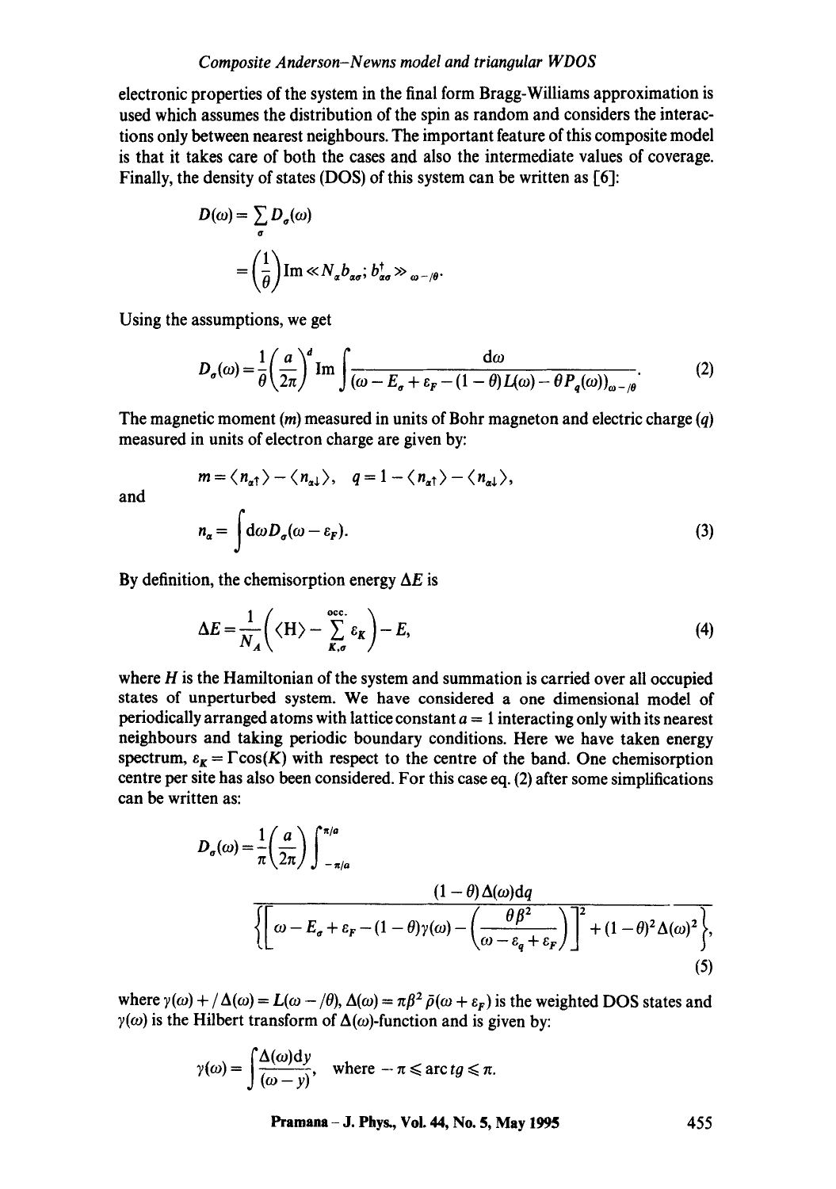electronic properties of the system in the final form Bragg-Williams approximation is used which assumes the distribution of the spin as random and considers the interactions only between nearest neighbours. The important feature of this composite model is that it takes care of both the cases and also the intermediate values of coverage. Finally, the density of states (DOS) of this system can be written as [6]:

$$D(\omega) = \sum_{\sigma} D_{\sigma}(\omega)$$

$$= \left(\frac{1}{\theta}\right) \mathrm{Im} \ll N_{\alpha} b_{\alpha\sigma}; b^{\dagger}_{\alpha\sigma} \gg_{\omega - /\theta}.$$

Using the assumptions, we get

$$D_{\sigma}(\omega) = \frac{1}{\theta}\left(\frac{a}{2\pi}\right)^{d} \mathrm{Im} \int \frac{\mathrm{d}\omega}{(\omega - E_{\sigma} + \varepsilon_F - (1-\theta)L(\omega) - \theta P_q(\omega))_{\omega - /\theta}}. \tag{2}$$

The magnetic moment ($m$) measured in units of Bohr magneton and electric charge ($q$) measured in units of electron charge are given by:

$$m = \langle n_{\alpha\uparrow} \rangle - \langle n_{\alpha\downarrow} \rangle, \quad q = 1 - \langle n_{\alpha\uparrow} \rangle - \langle n_{\alpha\downarrow} \rangle,$$

and

$$n_{\alpha} = \int \mathrm{d}\omega D_{\sigma}(\omega - \varepsilon_F). \tag{3}$$

By definition, the chemisorption energy $\Delta E$ is

$$\Delta E = \frac{1}{N_A}\left(\langle \mathrm{H} \rangle - \sum_{K,\sigma}^{\mathrm{occ.}} \varepsilon_K\right) - E, \tag{4}$$

where $H$ is the Hamiltonian of the system and summation is carried over all occupied states of unperturbed system. We have considered a one dimensional model of periodically arranged atoms with lattice constant $a = 1$ interacting only with its nearest neighbours and taking periodic boundary conditions. Here we have taken energy spectrum, $\varepsilon_K = \Gamma\cos(K)$ with respect to the centre of the band. One chemisorption centre per site has also been considered. For this case eq. (2) after some simplifications can be written as:

$$D_{\sigma}(\omega) = \frac{1}{\pi}\left(\frac{a}{2\pi}\right) \int_{-\pi/a}^{\pi/a} \frac{(1-\theta)\Delta(\omega)\mathrm{d}q}{\left\{\left[\omega - E_{\sigma} + \varepsilon_F - (1-\theta)\gamma(\omega) - \left(\frac{\theta\beta^2}{\omega - \varepsilon_q + \varepsilon_F}\right)\right]^2 + (1-\theta)^2\Delta(\omega)^2\right\}}, \tag{5}$$

where $\gamma(\omega) + /\Delta(\omega) = L(\omega - /\theta)$, $\Delta(\omega) = \pi\beta^2\bar{\rho}(\omega + \varepsilon_F)$ is the weighted DOS states and $\gamma(\omega)$ is the Hilbert transform of $\Delta(\omega)$-function and is given by:

$$\gamma(\omega) = \int \frac{\Delta(\omega)\mathrm{d}y}{(\omega - y)}, \quad \text{where } -\pi \leqslant \arctan tg \leqslant \pi.$$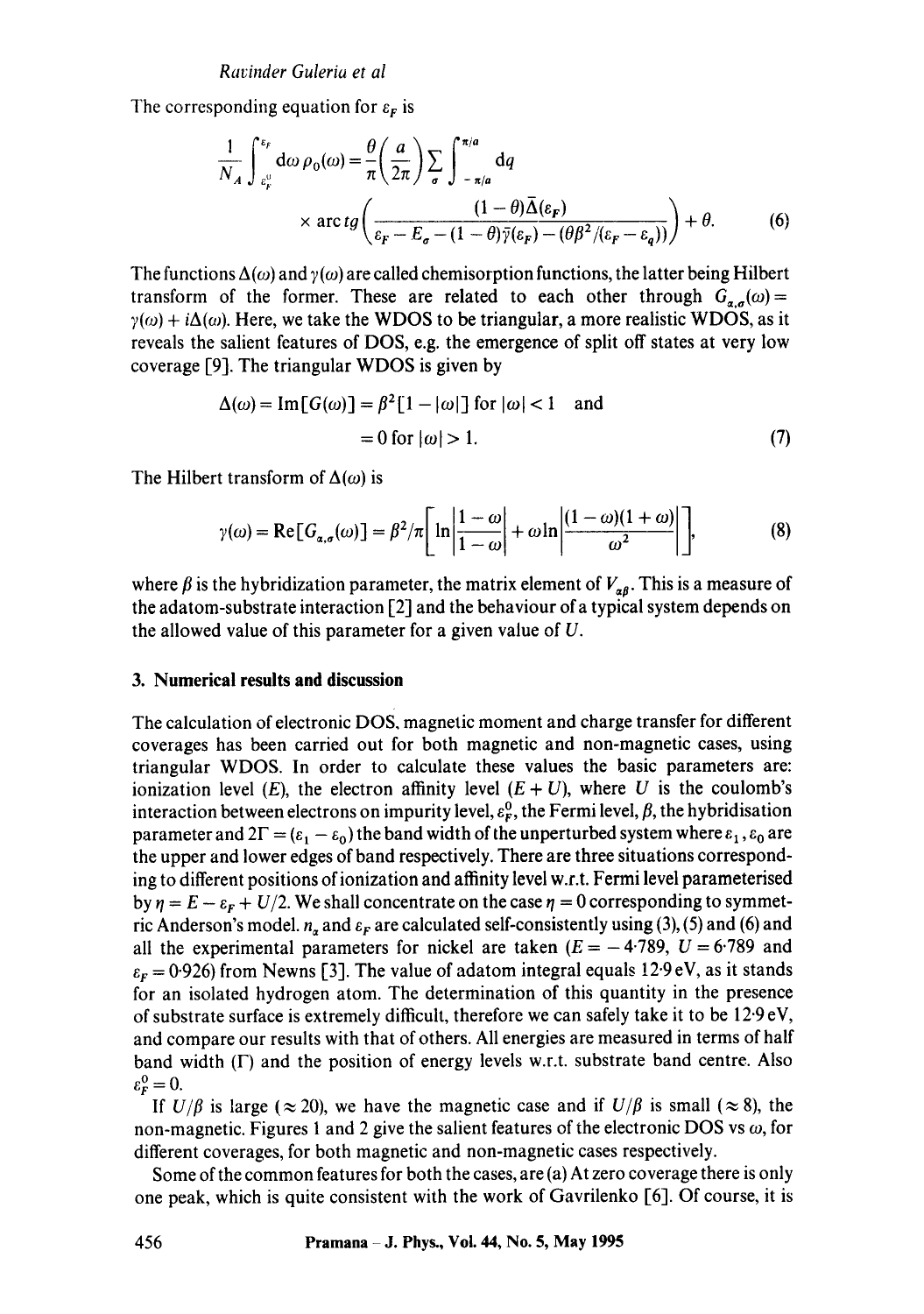The corresponding equation for $\varepsilon_F$ is

$$\frac{1}{N_A}\int_{\varepsilon_F^0}^{\varepsilon_F} \mathrm{d}\omega\, \rho_0(\omega) = \frac{\theta}{\pi}\left(\frac{a}{2\pi}\right)\sum_{\sigma}\int_{-\pi/a}^{\pi/a} \mathrm{d}q \times \operatorname{arc}tg\left(\frac{(1-\theta)\bar{\Delta}(\varepsilon_F)}{\varepsilon_F - E_\sigma - (1-\theta)\bar{\gamma}(\varepsilon_F) - (\theta\beta^2/(\varepsilon_F - \varepsilon_q))}\right) + \theta. \tag{6}$$

The functions $\Delta(\omega)$ and $\gamma(\omega)$ are called chemisorption functions, the latter being Hilbert transform of the former. These are related to each other through $G_{\alpha,\sigma}(\omega) = \gamma(\omega) + i\Delta(\omega)$. Here, we take the WDOS to be triangular, a more realistic WDOS, as it reveals the salient features of DOS, e.g. the emergence of split off states at very low coverage [9]. The triangular WDOS is given by

$$\begin{aligned}\Delta(\omega) = \mathrm{Im}[G(\omega)] &= \beta^2[1 - |\omega|] \text{ for } |\omega| < 1 \quad \text{and} \\ &= 0 \text{ for } |\omega| > 1.\end{aligned} \tag{7}$$

The Hilbert transform of $\Delta(\omega)$ is

$$\gamma(\omega) = \mathrm{Re}[G_{\alpha,\sigma}(\omega)] = \beta^2/\pi\left[\ln\left|\frac{1-\omega}{1-\omega}\right| + \omega \ln\left|\frac{(1-\omega)(1+\omega)}{\omega^2}\right|\right], \tag{8}$$

where $\beta$ is the hybridization parameter, the matrix element of $V_{\alpha\beta}$. This is a measure of the adatom-substrate interaction [2] and the behaviour of a typical system depends on the allowed value of this parameter for a given value of $U$.

## 3. Numerical results and discussion

The calculation of electronic DOS, magnetic moment and charge transfer for different coverages has been carried out for both magnetic and non-magnetic cases, using triangular WDOS. In order to calculate these values the basic parameters are: ionization level ($E$), the electron affinity level ($E + U$), where $U$ is the coulomb's interaction between electrons on impurity level, $\varepsilon_F^0$, the Fermi level, $\beta$, the hybridisation parameter and $2\Gamma = (\varepsilon_1 - \varepsilon_0)$ the band width of the unperturbed system where $\varepsilon_1, \varepsilon_0$ are the upper and lower edges of band respectively. There are three situations corresponding to different positions of ionization and affinity level w.r.t. Fermi level parameterised by $\eta = E - \varepsilon_F + U/2$. We shall concentrate on the case $\eta = 0$ corresponding to symmetric Anderson's model. $n_\alpha$ and $\varepsilon_F$ are calculated self-consistently using (3), (5) and (6) and all the experimental parameters for nickel are taken ($E = -4.789$, $U = 6.789$ and $\varepsilon_F = 0.926$) from Newns [3]. The value of adatom integral equals 12.9 eV, as it stands for an isolated hydrogen atom. The determination of this quantity in the presence of substrate surface is extremely difficult, therefore we can safely take it to be 12.9 eV, and compare our results with that of others. All energies are measured in terms of half band width ($\Gamma$) and the position of energy levels w.r.t. substrate band centre. Also $\varepsilon_F^0 = 0$.

If $U/\beta$ is large ($\approx 20$), we have the magnetic case and if $U/\beta$ is small ($\approx 8$), the non-magnetic. Figures 1 and 2 give the salient features of the electronic DOS vs $\omega$, for different coverages, for both magnetic and non-magnetic cases respectively.

Some of the common features for both the cases, are (a) At zero coverage there is only one peak, which is quite consistent with the work of Gavrilenko [6]. Of course, it is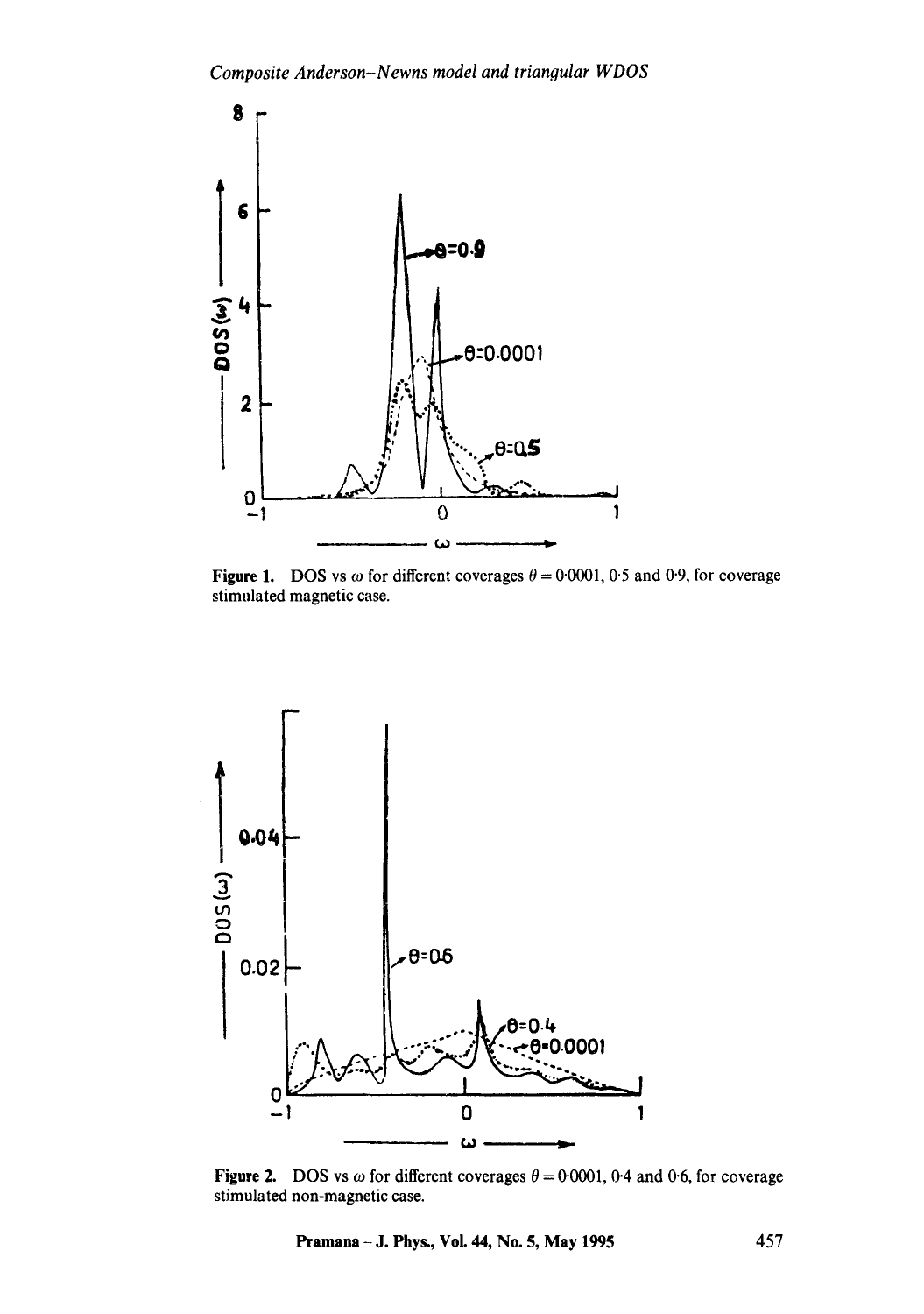**Figure 1.** DOS vs $\omega$ for different coverages $\theta = 0{\cdot}0001$, $0{\cdot}5$ and $0{\cdot}9$, for coverage stimulated magnetic case.

**Figure 2.** DOS vs $\omega$ for different coverages $\theta = 0{\cdot}0001$, $0{\cdot}4$ and $0{\cdot}6$, for coverage stimulated non-magnetic case.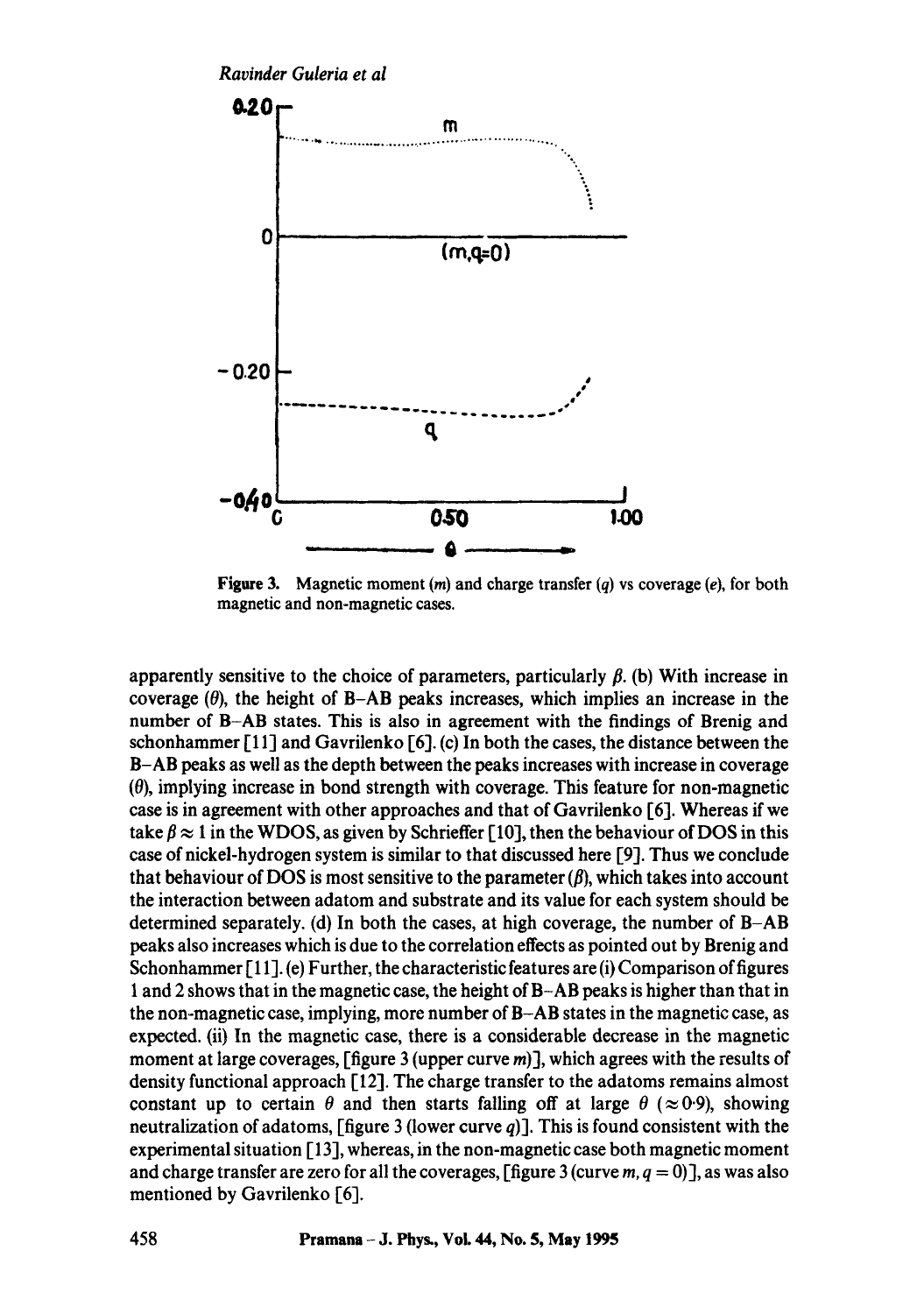Figure 3. Magnetic moment ($m$) and charge transfer ($q$) vs coverage ($e$), for both magnetic and non-magnetic cases.

apparently sensitive to the choice of parameters, particularly $\beta$. (b) With increase in coverage ($\theta$), the height of B–AB peaks increases, which implies an increase in the number of B–AB states. This is also in agreement with the findings of Brenig and schonhammer [11] and Gavrilenko [6]. (c) In both the cases, the distance between the B–AB peaks as well as the depth between the peaks increases with increase in coverage ($\theta$), implying increase in bond strength with coverage. This feature for non-magnetic case is in agreement with other approaches and that of Gavrilenko [6]. Whereas if we take $\beta \approx 1$ in the WDOS, as given by Schrieffer [10], then the behaviour of DOS in this case of nickel-hydrogen system is similar to that discussed here [9]. Thus we conclude that behaviour of DOS is most sensitive to the parameter ($\beta$), which takes into account the interaction between adatom and substrate and its value for each system should be determined separately. (d) In both the cases, at high coverage, the number of B–AB peaks also increases which is due to the correlation effects as pointed out by Brenig and Schonhammer [11]. (e) Further, the characteristic features are (i) Comparison of figures 1 and 2 shows that in the magnetic case, the height of B–AB peaks is higher than that in the non-magnetic case, implying, more number of B–AB states in the magnetic case, as expected. (ii) In the magnetic case, there is a considerable decrease in the magnetic moment at large coverages, [figure 3 (upper curve $m$)], which agrees with the results of density functional approach [12]. The charge transfer to the adatoms remains almost constant up to certain $\theta$ and then starts falling off at large $\theta$ ($\approx 0{\cdot}9$), showing neutralization of adatoms, [figure 3 (lower curve $q$)]. This is found consistent with the experimental situation [13], whereas, in the non-magnetic case both magnetic moment and charge transfer are zero for all the coverages, [figure 3 (curve $m, q = 0$)], as was also mentioned by Gavrilenko [6].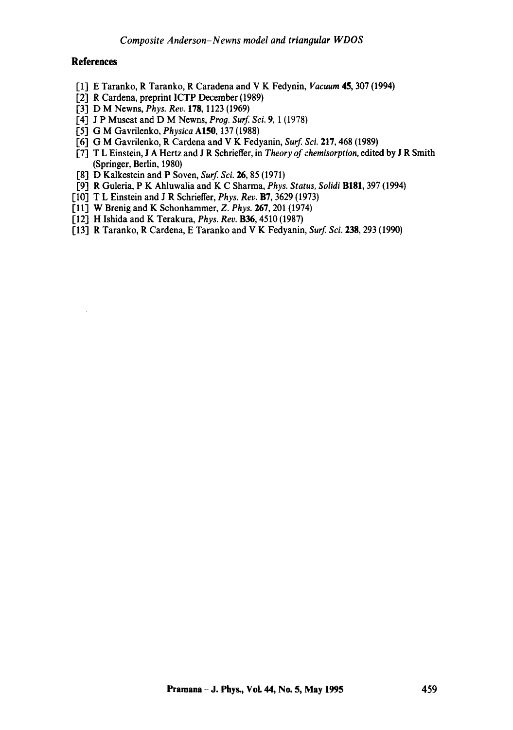## References

[1] E Taranko, R Taranko, R Caradena and V K Fedynin, *Vacuum* **45**, 307 (1994)

[2] R Cardena, preprint ICTP December (1989)

[3] D M Newns, *Phys. Rev.* **178**, 1123 (1969)

[4] J P Muscat and D M Newns, *Prog. Surf. Sci.* **9**, 1 (1978)

[5] G M Gavrilenko, *Physica* **A150**, 137 (1988)

[6] G M Gavrilenko, R Cardena and V K Fedyanin, *Surf. Sci.* **217**, 468 (1989)

[7] T L Einstein, J A Hertz and J R Schrieffer, in *Theory of chemisorption*, edited by J R Smith (Springer, Berlin, 1980)

[8] D Kalkestein and P Soven, *Surf. Sci.* **26**, 85 (1971)

[9] R Guleria, P K Ahluwalia and K C Sharma, *Phys. Status, Solidi* **B181**, 397 (1994)

[10] T L Einstein and J R Schrieffer, *Phys. Rev.* **B7**, 3629 (1973)

[11] W Brenig and K Schonhammer, *Z. Phys.* **267**, 201 (1974)

[12] H Ishida and K Terakura, *Phys. Rev.* **B36**, 4510 (1987)

[13] R Taranko, R Cardena, E Taranko and V K Fedyanin, *Surf. Sci.* **238**, 293 (1990)